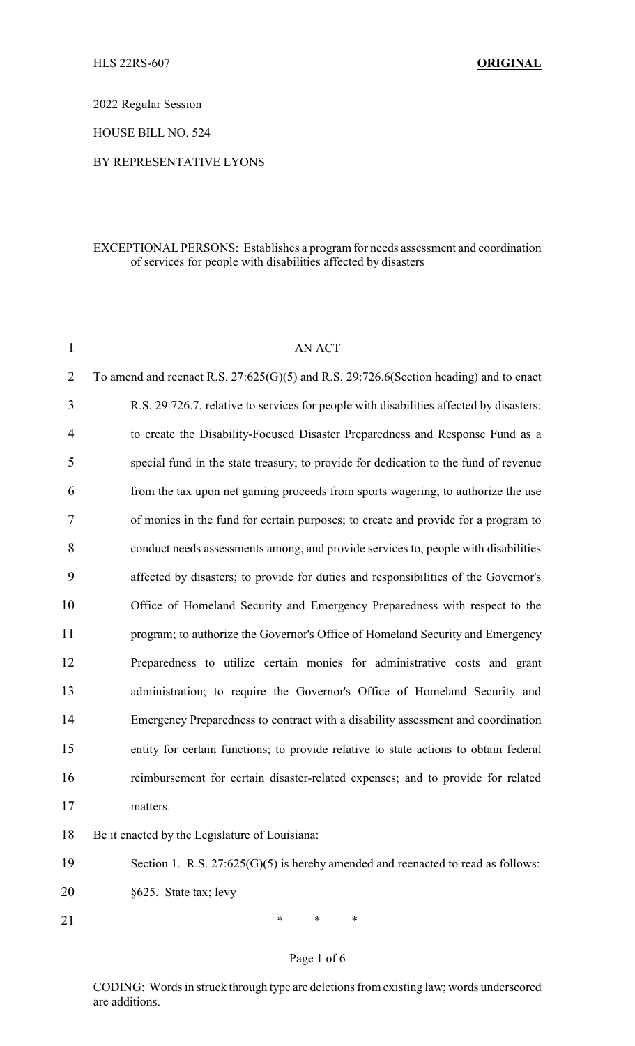HLS 22RS-607 **ORIGINAL**

2022 Regular Session

HOUSE BILL NO. 524

BY REPRESENTATIVE LYONS

EXCEPTIONAL PERSONS: Establishes a program for needs assessment and coordination of services for people with disabilities affected by disasters

AN ACT

To amend and reenact R.S. 27:625(G)(5) and R.S. 29:726.6(Section heading) and to enact R.S. 29:726.7, relative to services for people with disabilities affected by disasters; to create the Disability-Focused Disaster Preparedness and Response Fund as a special fund in the state treasury; to provide for dedication to the fund of revenue from the tax upon net gaming proceeds from sports wagering; to authorize the use of monies in the fund for certain purposes; to create and provide for a program to conduct needs assessments among, and provide services to, people with disabilities affected by disasters; to provide for duties and responsibilities of the Governor's Office of Homeland Security and Emergency Preparedness with respect to the program; to authorize the Governor's Office of Homeland Security and Emergency Preparedness to utilize certain monies for administrative costs and grant administration; to require the Governor's Office of Homeland Security and Emergency Preparedness to contract with a disability assessment and coordination entity for certain functions; to provide relative to state actions to obtain federal reimbursement for certain disaster-related expenses; and to provide for related matters.

Be it enacted by the Legislature of Louisiana:

Section 1. R.S. 27:625(G)(5) is hereby amended and reenacted to read as follows:

§625. State tax; levy

\* \* \*

CODING: Words in ~~struck through~~ type are deletions from existing law; words underscored are additions.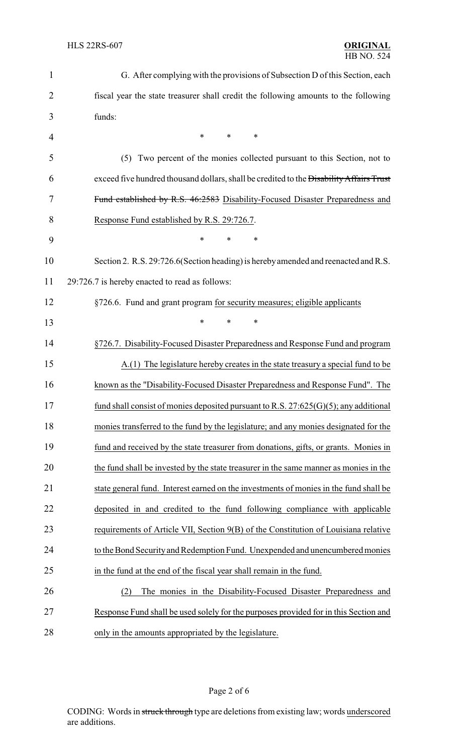G. After complying with the provisions of Subsection D of this Section, each fiscal year the state treasurer shall credit the following amounts to the following funds:

\* \* \*

(5) Two percent of the monies collected pursuant to this Section, not to exceed five hundred thousand dollars, shall be credited to the ~~Disability Affairs Trust Fund established by R.S. 46:2583~~ Disability-Focused Disaster Preparedness and Response Fund established by R.S. 29:726.7.

\* \* \*

Section 2. R.S. 29:726.6(Section heading) is hereby amended and reenacted and R.S. 29:726.7 is hereby enacted to read as follows:

§726.6. Fund and grant program for security measures; eligible applicants

\* \* \*

§726.7. Disability-Focused Disaster Preparedness and Response Fund and program

A.(1) The legislature hereby creates in the state treasury a special fund to be known as the "Disability-Focused Disaster Preparedness and Response Fund". The fund shall consist of monies deposited pursuant to R.S. 27:625(G)(5); any additional monies transferred to the fund by the legislature; and any monies designated for the fund and received by the state treasurer from donations, gifts, or grants. Monies in the fund shall be invested by the state treasurer in the same manner as monies in the state general fund. Interest earned on the investments of monies in the fund shall be deposited in and credited to the fund following compliance with applicable requirements of Article VII, Section 9(B) of the Constitution of Louisiana relative to the Bond Security and Redemption Fund. Unexpended and unencumbered monies in the fund at the end of the fiscal year shall remain in the fund.

(2) The monies in the Disability-Focused Disaster Preparedness and Response Fund shall be used solely for the purposes provided for in this Section and only in the amounts appropriated by the legislature.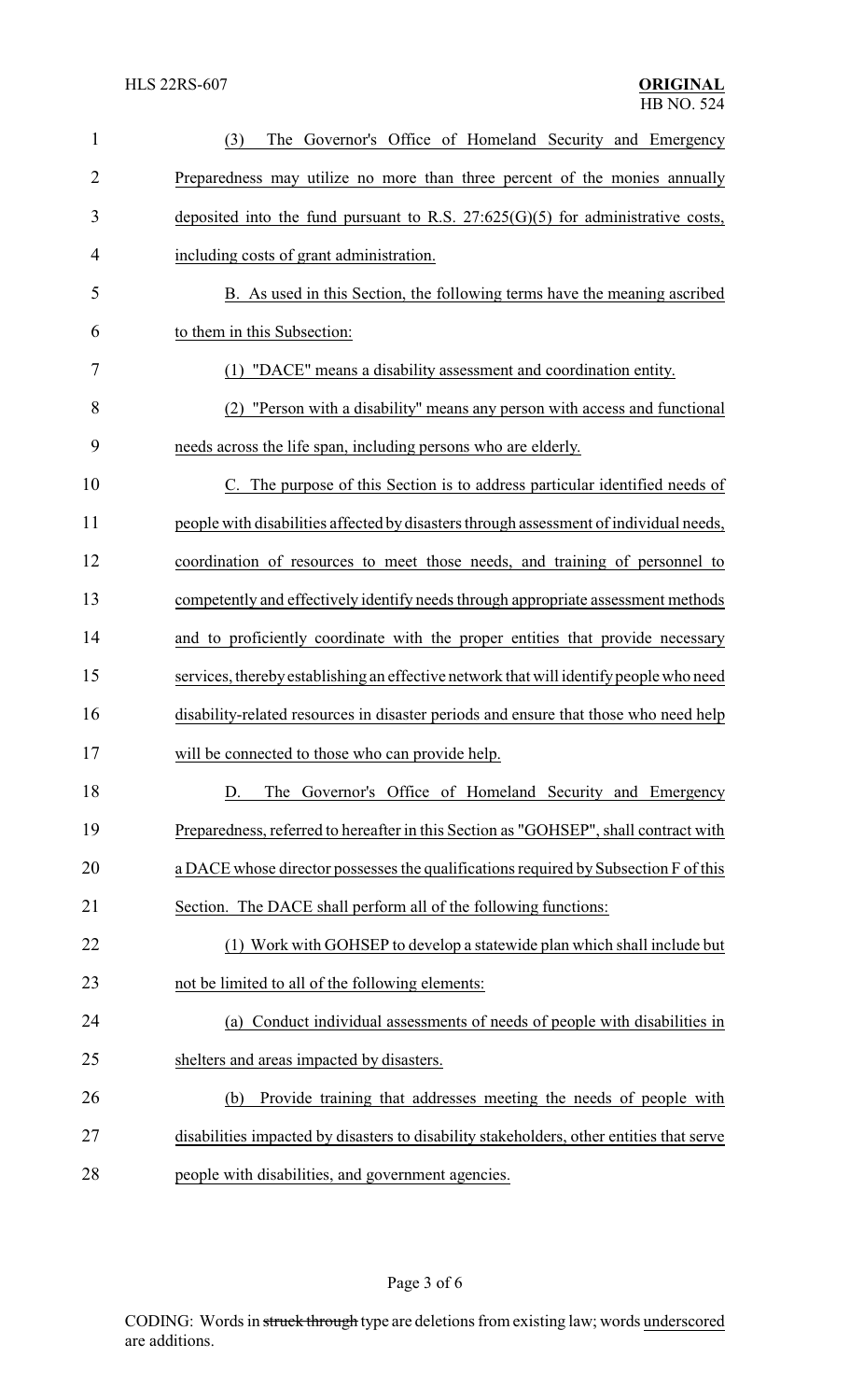(3) The Governor's Office of Homeland Security and Emergency Preparedness may utilize no more than three percent of the monies annually deposited into the fund pursuant to R.S. 27:625(G)(5) for administrative costs, including costs of grant administration.

B. As used in this Section, the following terms have the meaning ascribed to them in this Subsection:

(1) "DACE" means a disability assessment and coordination entity.

(2) "Person with a disability" means any person with access and functional needs across the life span, including persons who are elderly.

C. The purpose of this Section is to address particular identified needs of people with disabilities affected by disasters through assessment of individual needs, coordination of resources to meet those needs, and training of personnel to competently and effectively identify needs through appropriate assessment methods and to proficiently coordinate with the proper entities that provide necessary services, thereby establishing an effective network that will identify people who need disability-related resources in disaster periods and ensure that those who need help will be connected to those who can provide help.

D. The Governor's Office of Homeland Security and Emergency Preparedness, referred to hereafter in this Section as "GOHSEP", shall contract with a DACE whose director possesses the qualifications required by Subsection F of this Section. The DACE shall perform all of the following functions:

(1) Work with GOHSEP to develop a statewide plan which shall include but not be limited to all of the following elements:

(a) Conduct individual assessments of needs of people with disabilities in shelters and areas impacted by disasters.

(b) Provide training that addresses meeting the needs of people with disabilities impacted by disasters to disability stakeholders, other entities that serve people with disabilities, and government agencies.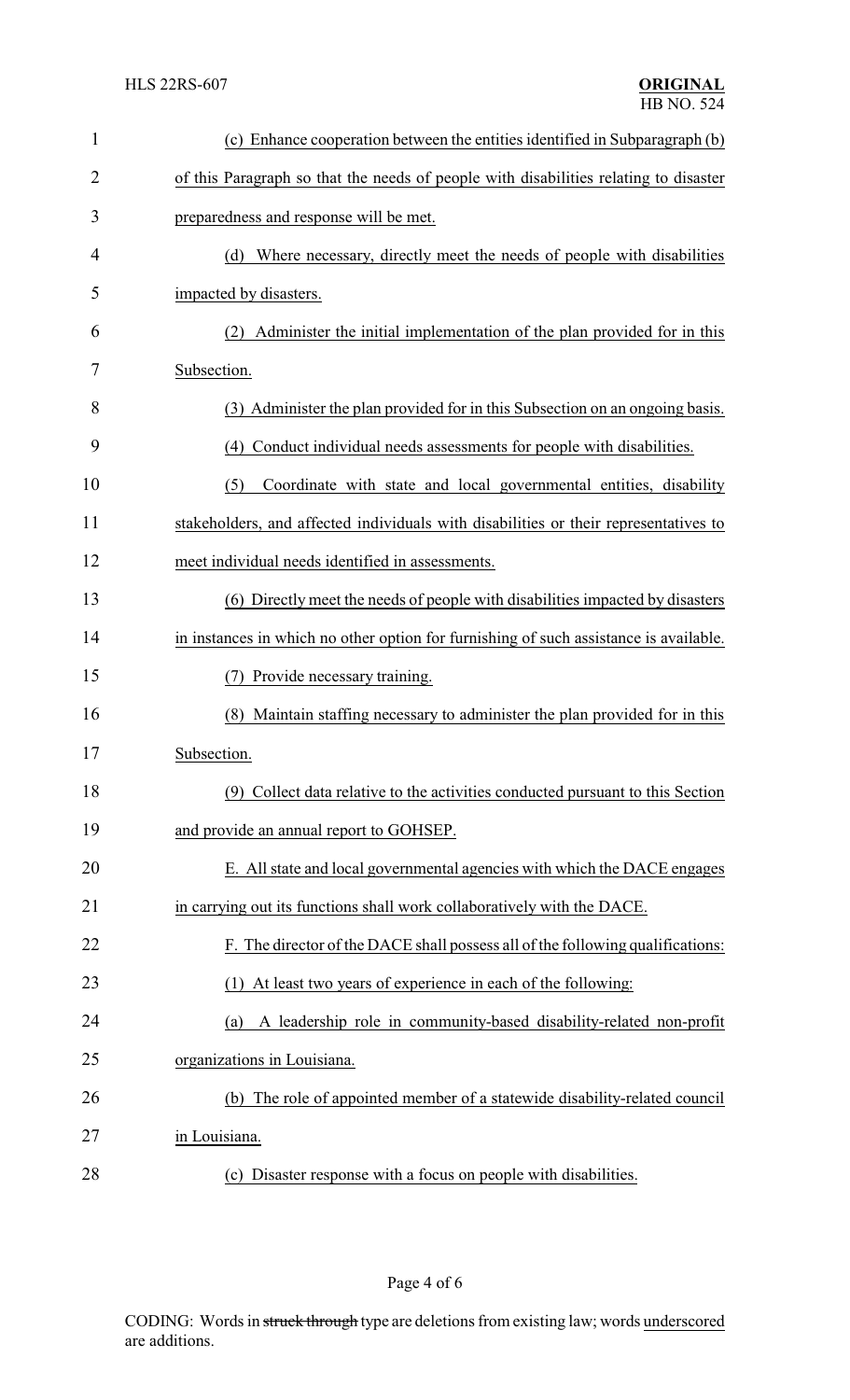(c) Enhance cooperation between the entities identified in Subparagraph (b) of this Paragraph so that the needs of people with disabilities relating to disaster preparedness and response will be met.

(d) Where necessary, directly meet the needs of people with disabilities impacted by disasters.

(2) Administer the initial implementation of the plan provided for in this Subsection.

(3) Administer the plan provided for in this Subsection on an ongoing basis.

(4) Conduct individual needs assessments for people with disabilities.

(5) Coordinate with state and local governmental entities, disability stakeholders, and affected individuals with disabilities or their representatives to meet individual needs identified in assessments.

(6) Directly meet the needs of people with disabilities impacted by disasters in instances in which no other option for furnishing of such assistance is available.

(7) Provide necessary training.

(8) Maintain staffing necessary to administer the plan provided for in this Subsection.

(9) Collect data relative to the activities conducted pursuant to this Section and provide an annual report to GOHSEP.

E. All state and local governmental agencies with which the DACE engages in carrying out its functions shall work collaboratively with the DACE.

F. The director of the DACE shall possess all of the following qualifications:

(1) At least two years of experience in each of the following:

(a) A leadership role in community-based disability-related non-profit organizations in Louisiana.

(b) The role of appointed member of a statewide disability-related council in Louisiana.

(c) Disaster response with a focus on people with disabilities.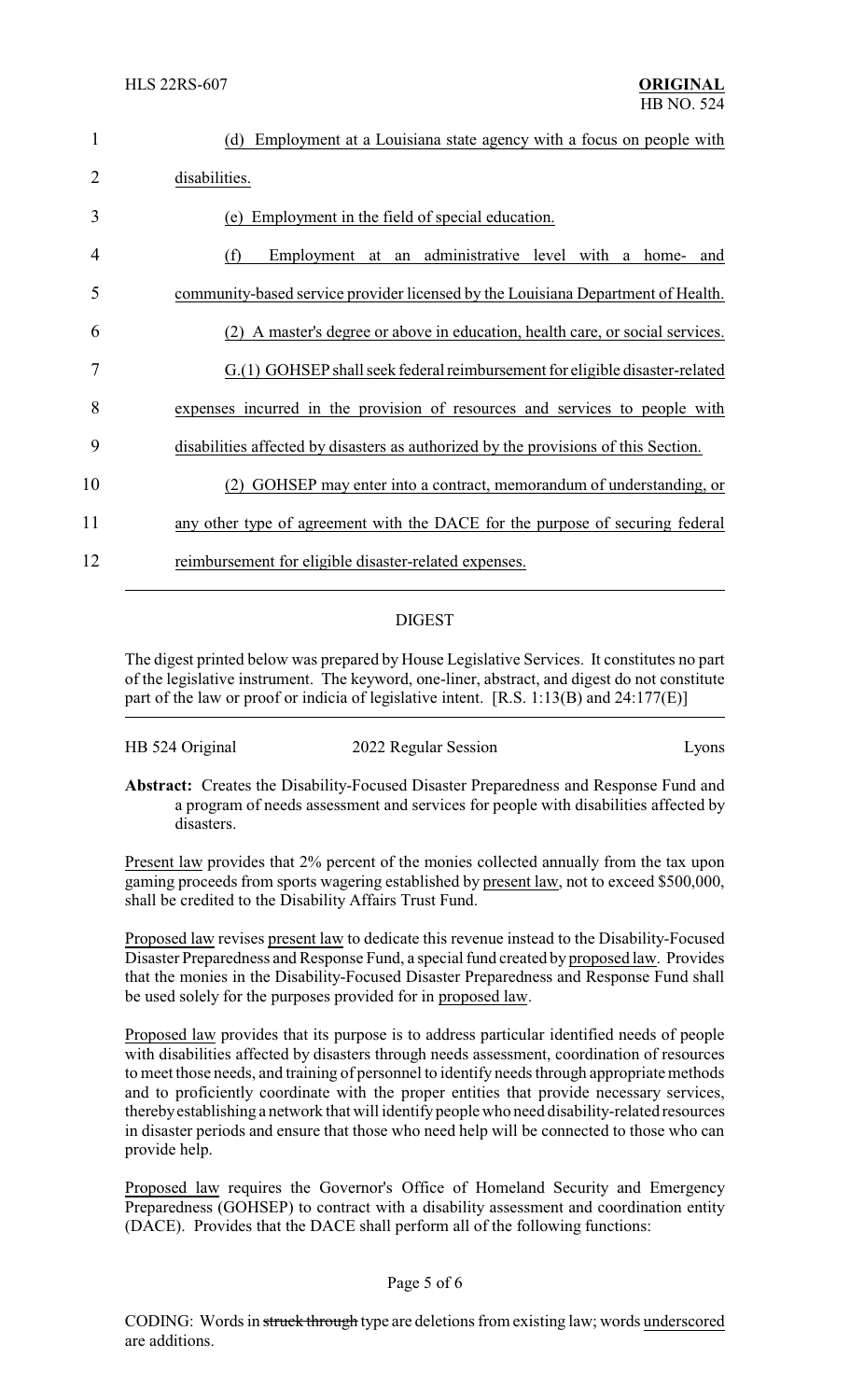(d) Employment at a Louisiana state agency with a focus on people with disabilities.

(e) Employment in the field of special education.

(f) Employment at an administrative level with a home- and community-based service provider licensed by the Louisiana Department of Health.

(2) A master's degree or above in education, health care, or social services.

G.(1) GOHSEP shall seek federal reimbursement for eligible disaster-related expenses incurred in the provision of resources and services to people with disabilities affected by disasters as authorized by the provisions of this Section.

(2) GOHSEP may enter into a contract, memorandum of understanding, or any other type of agreement with the DACE for the purpose of securing federal reimbursement for eligible disaster-related expenses.

## DIGEST

The digest printed below was prepared by House Legislative Services. It constitutes no part of the legislative instrument. The keyword, one-liner, abstract, and digest do not constitute part of the law or proof or indicia of legislative intent. [R.S. 1:13(B) and 24:177(E)]

HB 524 Original — 2022 Regular Session — Lyons

**Abstract:** Creates the Disability-Focused Disaster Preparedness and Response Fund and a program of needs assessment and services for people with disabilities affected by disasters.

Present law provides that 2% percent of the monies collected annually from the tax upon gaming proceeds from sports wagering established by present law, not to exceed $500,000, shall be credited to the Disability Affairs Trust Fund.

Proposed law revises present law to dedicate this revenue instead to the Disability-Focused Disaster Preparedness and Response Fund, a special fund created by proposed law. Provides that the monies in the Disability-Focused Disaster Preparedness and Response Fund shall be used solely for the purposes provided for in proposed law.

Proposed law provides that its purpose is to address particular identified needs of people with disabilities affected by disasters through needs assessment, coordination of resources to meet those needs, and training of personnel to identify needs through appropriate methods and to proficiently coordinate with the proper entities that provide necessary services, thereby establishing a network that will identify people who need disability-related resources in disaster periods and ensure that those who need help will be connected to those who can provide help.

Proposed law requires the Governor's Office of Homeland Security and Emergency Preparedness (GOHSEP) to contract with a disability assessment and coordination entity (DACE). Provides that the DACE shall perform all of the following functions:

CODING: Words in ~~struck through~~ type are deletions from existing law; words underscored are additions.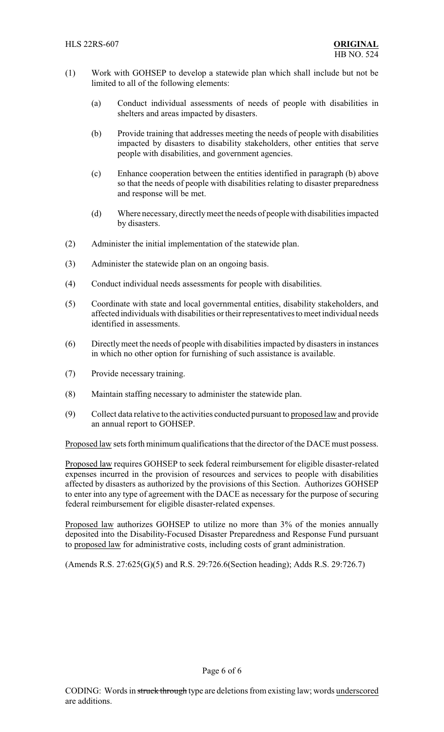(1) Work with GOHSEP to develop a statewide plan which shall include but not be limited to all of the following elements:

    (a) Conduct individual assessments of needs of people with disabilities in shelters and areas impacted by disasters.

    (b) Provide training that addresses meeting the needs of people with disabilities impacted by disasters to disability stakeholders, other entities that serve people with disabilities, and government agencies.

    (c) Enhance cooperation between the entities identified in paragraph (b) above so that the needs of people with disabilities relating to disaster preparedness and response will be met.

    (d) Where necessary, directly meet the needs of people with disabilities impacted by disasters.

(2) Administer the initial implementation of the statewide plan.

(3) Administer the statewide plan on an ongoing basis.

(4) Conduct individual needs assessments for people with disabilities.

(5) Coordinate with state and local governmental entities, disability stakeholders, and affected individuals with disabilities or their representatives to meet individual needs identified in assessments.

(6) Directly meet the needs of people with disabilities impacted by disasters in instances in which no other option for furnishing of such assistance is available.

(7) Provide necessary training.

(8) Maintain staffing necessary to administer the statewide plan.

(9) Collect data relative to the activities conducted pursuant to proposed law and provide an annual report to GOHSEP.

Proposed law sets forth minimum qualifications that the director of the DACE must possess.

Proposed law requires GOHSEP to seek federal reimbursement for eligible disaster-related expenses incurred in the provision of resources and services to people with disabilities affected by disasters as authorized by the provisions of this Section. Authorizes GOHSEP to enter into any type of agreement with the DACE as necessary for the purpose of securing federal reimbursement for eligible disaster-related expenses.

Proposed law authorizes GOHSEP to utilize no more than 3% of the monies annually deposited into the Disability-Focused Disaster Preparedness and Response Fund pursuant to proposed law for administrative costs, including costs of grant administration.

(Amends R.S. 27:625(G)(5) and R.S. 29:726.6(Section heading); Adds R.S. 29:726.7)

CODING: Words in struck through type are deletions from existing law; words underscored are additions.